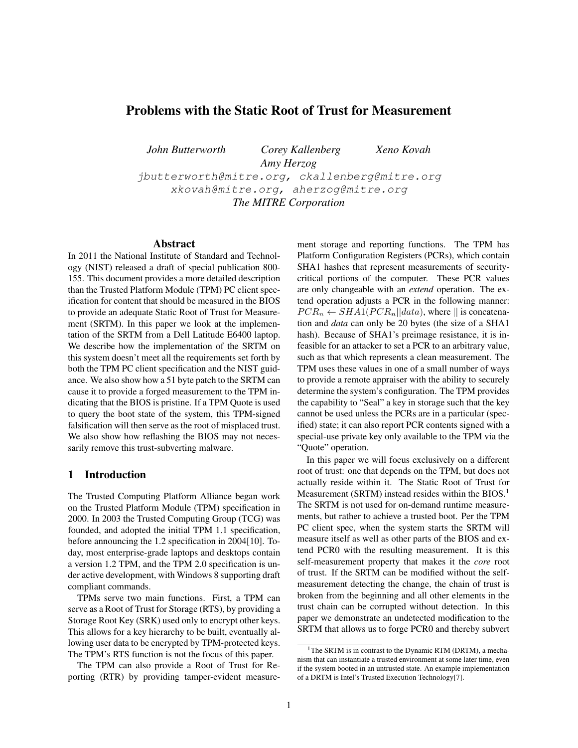# Problems with the Static Root of Trust for Measurement

*John Butterworth* *Corey Kallenberg* *Xeno Kovah*
*Amy Herzog*

jbutterworth@mitre.org, ckallenberg@mitre.org
xkovah@mitre.org, aherzog@mitre.org

*The MITRE Corporation*

## Abstract

In 2011 the National Institute of Standard and Technology (NIST) released a draft of special publication 800-155. This document provides a more detailed description than the Trusted Platform Module (TPM) PC client specification for content that should be measured in the BIOS to provide an adequate Static Root of Trust for Measurement (SRTM). In this paper we look at the implementation of the SRTM from a Dell Latitude E6400 laptop. We describe how the implementation of the SRTM on this system doesn't meet all the requirements set forth by both the TPM PC client specification and the NIST guidance. We also show how a 51 byte patch to the SRTM can cause it to provide a forged measurement to the TPM indicating that the BIOS is pristine. If a TPM Quote is used to query the boot state of the system, this TPM-signed falsification will then serve as the root of misplaced trust. We also show how reflashing the BIOS may not necessarily remove this trust-subverting malware.

## 1 Introduction

The Trusted Computing Platform Alliance began work on the Trusted Platform Module (TPM) specification in 2000. In 2003 the Trusted Computing Group (TCG) was founded, and adopted the initial TPM 1.1 specification, before announcing the 1.2 specification in 2004[10]. Today, most enterprise-grade laptops and desktops contain a version 1.2 TPM, and the TPM 2.0 specification is under active development, with Windows 8 supporting draft compliant commands.

TPMs serve two main functions. First, a TPM can serve as a Root of Trust for Storage (RTS), by providing a Storage Root Key (SRK) used only to encrypt other keys. This allows for a key hierarchy to be built, eventually allowing user data to be encrypted by TPM-protected keys. The TPM's RTS function is not the focus of this paper.

The TPM can also provide a Root of Trust for Reporting (RTR) by providing tamper-evident measurement storage and reporting functions. The TPM has Platform Configuration Registers (PCRs), which contain SHA1 hashes that represent measurements of security-critical portions of the computer. These PCR values are only changeable with an *extend* operation. The extend operation adjusts a PCR in the following manner: $PCR_n \leftarrow SHA1(PCR_n||data)$, where $||$ is concatenation and *data* can only be 20 bytes (the size of a SHA1 hash). Because of SHA1's preimage resistance, it is infeasible for an attacker to set a PCR to an arbitrary value, such as that which represents a clean measurement. The TPM uses these values in one of a small number of ways to provide a remote appraiser with the ability to securely determine the system's configuration. The TPM provides the capability to "Seal" a key in storage such that the key cannot be used unless the PCRs are in a particular (specified) state; it can also report PCR contents signed with a special-use private key only available to the TPM via the "Quote" operation.

In this paper we will focus exclusively on a different root of trust: one that depends on the TPM, but does not actually reside within it. The Static Root of Trust for Measurement (SRTM) instead resides within the BIOS.[1] The SRTM is not used for on-demand runtime measurements, but rather to achieve a trusted boot. Per the TPM PC client spec, when the system starts the SRTM will measure itself as well as other parts of the BIOS and extend PCR0 with the resulting measurement. It is this self-measurement property that makes it the *core* root of trust. If the SRTM can be modified without the self-measurement detecting the change, the chain of trust is broken from the beginning and all other elements in the trust chain can be corrupted without detection. In this paper we demonstrate an undetected modification to the SRTM that allows us to forge PCR0 and thereby subvert

[1] The SRTM is in contrast to the Dynamic RTM (DRTM), a mechanism that can instantiate a trusted environment at some later time, even if the system booted in an untrusted state. An example implementation of a DRTM is Intel's Trusted Execution Technology[7].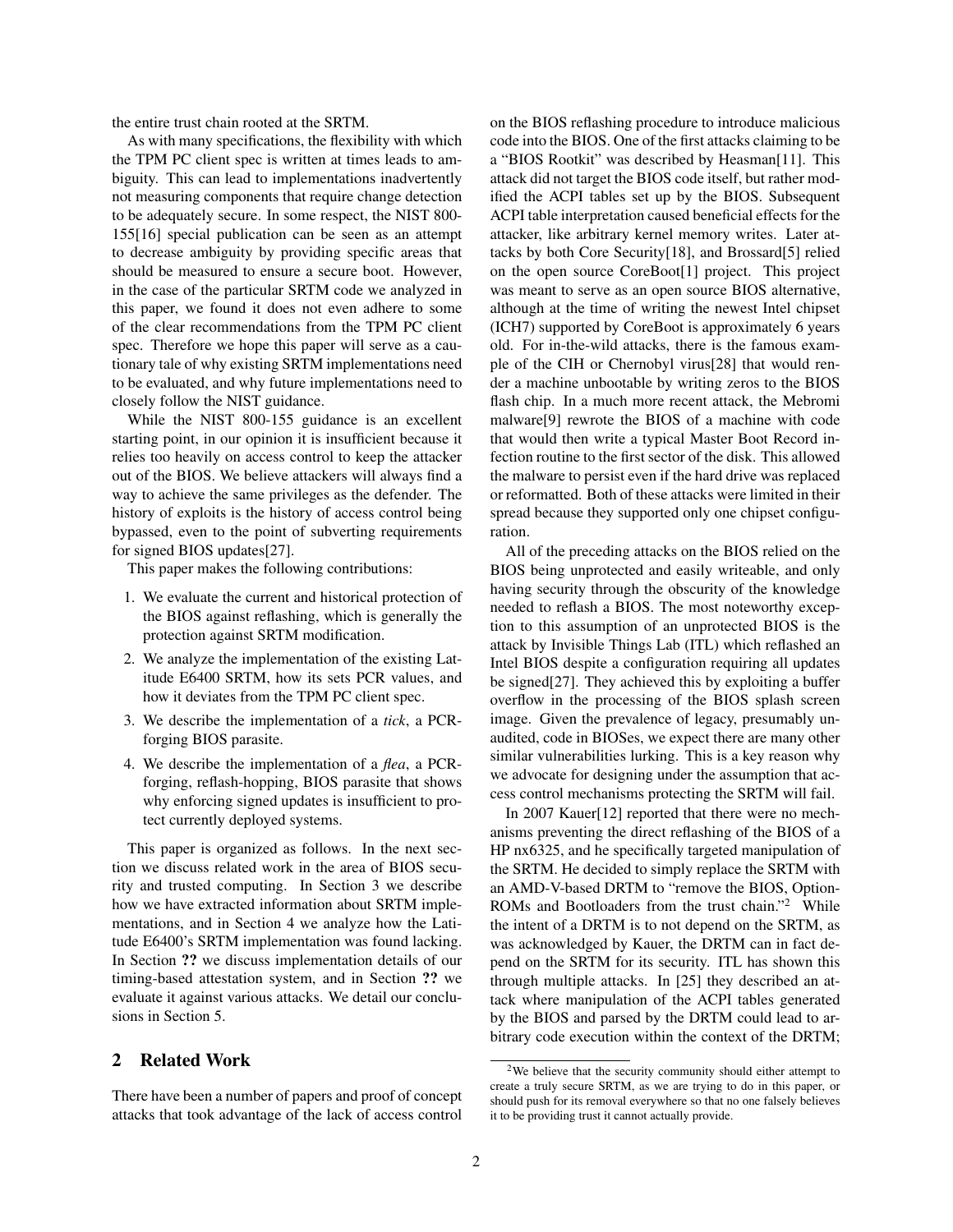the entire trust chain rooted at the SRTM.

As with many specifications, the flexibility with which the TPM PC client spec is written at times leads to ambiguity. This can lead to implementations inadvertently not measuring components that require change detection to be adequately secure. In some respect, the NIST 800-155[16] special publication can be seen as an attempt to decrease ambiguity by providing specific areas that should be measured to ensure a secure boot. However, in the case of the particular SRTM code we analyzed in this paper, we found it does not even adhere to some of the clear recommendations from the TPM PC client spec. Therefore we hope this paper will serve as a cautionary tale of why existing SRTM implementations need to be evaluated, and why future implementations need to closely follow the NIST guidance.

While the NIST 800-155 guidance is an excellent starting point, in our opinion it is insufficient because it relies too heavily on access control to keep the attacker out of the BIOS. We believe attackers will always find a way to achieve the same privileges as the defender. The history of exploits is the history of access control being bypassed, even to the point of subverting requirements for signed BIOS updates[27].

This paper makes the following contributions:

1. We evaluate the current and historical protection of the BIOS against reflashing, which is generally the protection against SRTM modification.
2. We analyze the implementation of the existing Latitude E6400 SRTM, how its sets PCR values, and how it deviates from the TPM PC client spec.
3. We describe the implementation of a *tick*, a PCR-forging BIOS parasite.
4. We describe the implementation of a *flea*, a PCR-forging, reflash-hopping, BIOS parasite that shows why enforcing signed updates is insufficient to protect currently deployed systems.

This paper is organized as follows. In the next section we discuss related work in the area of BIOS security and trusted computing. In Section 3 we describe how we have extracted information about SRTM implementations, and in Section 4 we analyze how the Latitude E6400's SRTM implementation was found lacking. In Section **??** we discuss implementation details of our timing-based attestation system, and in Section **??** we evaluate it against various attacks. We detail our conclusions in Section 5.

## 2 Related Work

There have been a number of papers and proof of concept attacks that took advantage of the lack of access control on the BIOS reflashing procedure to introduce malicious code into the BIOS. One of the first attacks claiming to be a "BIOS Rootkit" was described by Heasman[11]. This attack did not target the BIOS code itself, but rather modified the ACPI tables set up by the BIOS. Subsequent ACPI table interpretation caused beneficial effects for the attacker, like arbitrary kernel memory writes. Later attacks by both Core Security[18], and Brossard[5] relied on the open source CoreBoot[1] project. This project was meant to serve as an open source BIOS alternative, although at the time of writing the newest Intel chipset (ICH7) supported by CoreBoot is approximately 6 years old. For in-the-wild attacks, there is the famous example of the CIH or Chernobyl virus[28] that would render a machine unbootable by writing zeros to the BIOS flash chip. In a much more recent attack, the Mebromi malware[9] rewrote the BIOS of a machine with code that would then write a typical Master Boot Record infection routine to the first sector of the disk. This allowed the malware to persist even if the hard drive was replaced or reformatted. Both of these attacks were limited in their spread because they supported only one chipset configuration.

All of the preceding attacks on the BIOS relied on the BIOS being unprotected and easily writeable, and only having security through the obscurity of the knowledge needed to reflash a BIOS. The most noteworthy exception to this assumption of an unprotected BIOS is the attack by Invisible Things Lab (ITL) which reflashed an Intel BIOS despite a configuration requiring all updates be signed[27]. They achieved this by exploiting a buffer overflow in the processing of the BIOS splash screen image. Given the prevalence of legacy, presumably unaudited, code in BIOSes, we expect there are many other similar vulnerabilities lurking. This is a key reason why we advocate for designing under the assumption that access control mechanisms protecting the SRTM will fail.

In 2007 Kauer[12] reported that there were no mechanisms preventing the direct reflashing of the BIOS of a HP nx6325, and he specifically targeted manipulation of the SRTM. He decided to simply replace the SRTM with an AMD-V-based DRTM to "remove the BIOS, Option-ROMs and Bootloaders from the trust chain."[2] While the intent of a DRTM is to not depend on the SRTM, as was acknowledged by Kauer, the DRTM can in fact depend on the SRTM for its security. ITL has shown this through multiple attacks. In [25] they described an attack where manipulation of the ACPI tables generated by the BIOS and parsed by the DRTM could lead to arbitrary code execution within the context of the DRTM;

[2] We believe that the security community should either attempt to create a truly secure SRTM, as we are trying to do in this paper, or should push for its removal everywhere so that no one falsely believes it to be providing trust it cannot actually provide.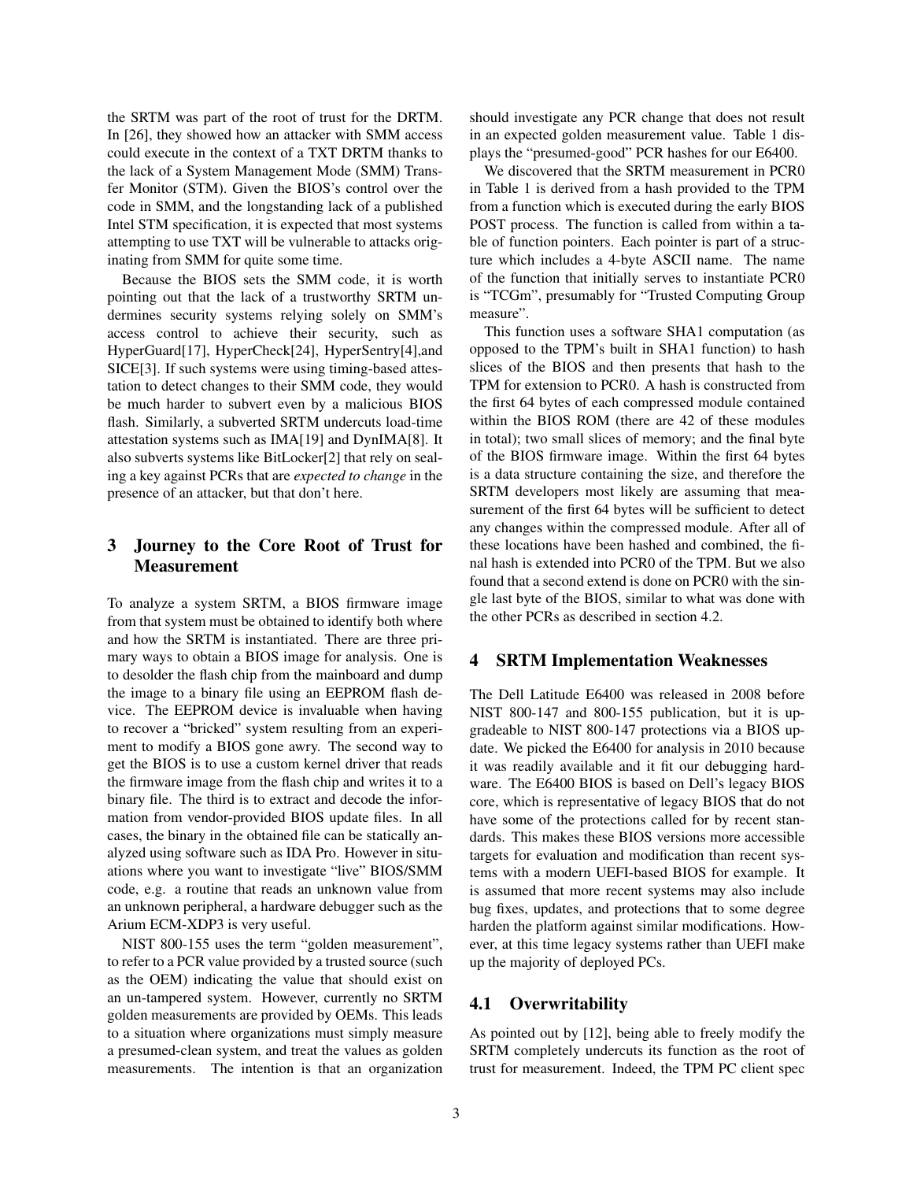the SRTM was part of the root of trust for the DRTM. In [26], they showed how an attacker with SMM access could execute in the context of a TXT DRTM thanks to the lack of a System Management Mode (SMM) Transfer Monitor (STM). Given the BIOS's control over the code in SMM, and the longstanding lack of a published Intel STM specification, it is expected that most systems attempting to use TXT will be vulnerable to attacks originating from SMM for quite some time.

Because the BIOS sets the SMM code, it is worth pointing out that the lack of a trustworthy SRTM undermines security systems relying solely on SMM's access control to achieve their security, such as HyperGuard[17], HyperCheck[24], HyperSentry[4],and SICE[3]. If such systems were using timing-based attestation to detect changes to their SMM code, they would be much harder to subvert even by a malicious BIOS flash. Similarly, a subverted SRTM undercuts load-time attestation systems such as IMA[19] and DynIMA[8]. It also subverts systems like BitLocker[2] that rely on sealing a key against PCRs that are *expected to change* in the presence of an attacker, but that don't here.

## 3 Journey to the Core Root of Trust for Measurement

To analyze a system SRTM, a BIOS firmware image from that system must be obtained to identify both where and how the SRTM is instantiated. There are three primary ways to obtain a BIOS image for analysis. One is to desolder the flash chip from the mainboard and dump the image to a binary file using an EEPROM flash device. The EEPROM device is invaluable when having to recover a "bricked" system resulting from an experiment to modify a BIOS gone awry. The second way to get the BIOS is to use a custom kernel driver that reads the firmware image from the flash chip and writes it to a binary file. The third is to extract and decode the information from vendor-provided BIOS update files. In all cases, the binary in the obtained file can be statically analyzed using software such as IDA Pro. However in situations where you want to investigate "live" BIOS/SMM code, e.g. a routine that reads an unknown value from an unknown peripheral, a hardware debugger such as the Arium ECM-XDP3 is very useful.

NIST 800-155 uses the term "golden measurement", to refer to a PCR value provided by a trusted source (such as the OEM) indicating the value that should exist on an un-tampered system. However, currently no SRTM golden measurements are provided by OEMs. This leads to a situation where organizations must simply measure a presumed-clean system, and treat the values as golden measurements. The intention is that an organization should investigate any PCR change that does not result in an expected golden measurement value. Table 1 displays the "presumed-good" PCR hashes for our E6400.

We discovered that the SRTM measurement in PCR0 in Table 1 is derived from a hash provided to the TPM from a function which is executed during the early BIOS POST process. The function is called from within a table of function pointers. Each pointer is part of a structure which includes a 4-byte ASCII name. The name of the function that initially serves to instantiate PCR0 is "TCGm", presumably for "Trusted Computing Group measure".

This function uses a software SHA1 computation (as opposed to the TPM's built in SHA1 function) to hash slices of the BIOS and then presents that hash to the TPM for extension to PCR0. A hash is constructed from the first 64 bytes of each compressed module contained within the BIOS ROM (there are 42 of these modules in total); two small slices of memory; and the final byte of the BIOS firmware image. Within the first 64 bytes is a data structure containing the size, and therefore the SRTM developers most likely are assuming that measurement of the first 64 bytes will be sufficient to detect any changes within the compressed module. After all of these locations have been hashed and combined, the final hash is extended into PCR0 of the TPM. But we also found that a second extend is done on PCR0 with the single last byte of the BIOS, similar to what was done with the other PCRs as described in section 4.2.

## 4 SRTM Implementation Weaknesses

The Dell Latitude E6400 was released in 2008 before NIST 800-147 and 800-155 publication, but it is upgradeable to NIST 800-147 protections via a BIOS update. We picked the E6400 for analysis in 2010 because it was readily available and it fit our debugging hardware. The E6400 BIOS is based on Dell's legacy BIOS core, which is representative of legacy BIOS that do not have some of the protections called for by recent standards. This makes these BIOS versions more accessible targets for evaluation and modification than recent systems with a modern UEFI-based BIOS for example. It is assumed that more recent systems may also include bug fixes, updates, and protections that to some degree harden the platform against similar modifications. However, at this time legacy systems rather than UEFI make up the majority of deployed PCs.

### 4.1 Overwritability

As pointed out by [12], being able to freely modify the SRTM completely undercuts its function as the root of trust for measurement. Indeed, the TPM PC client spec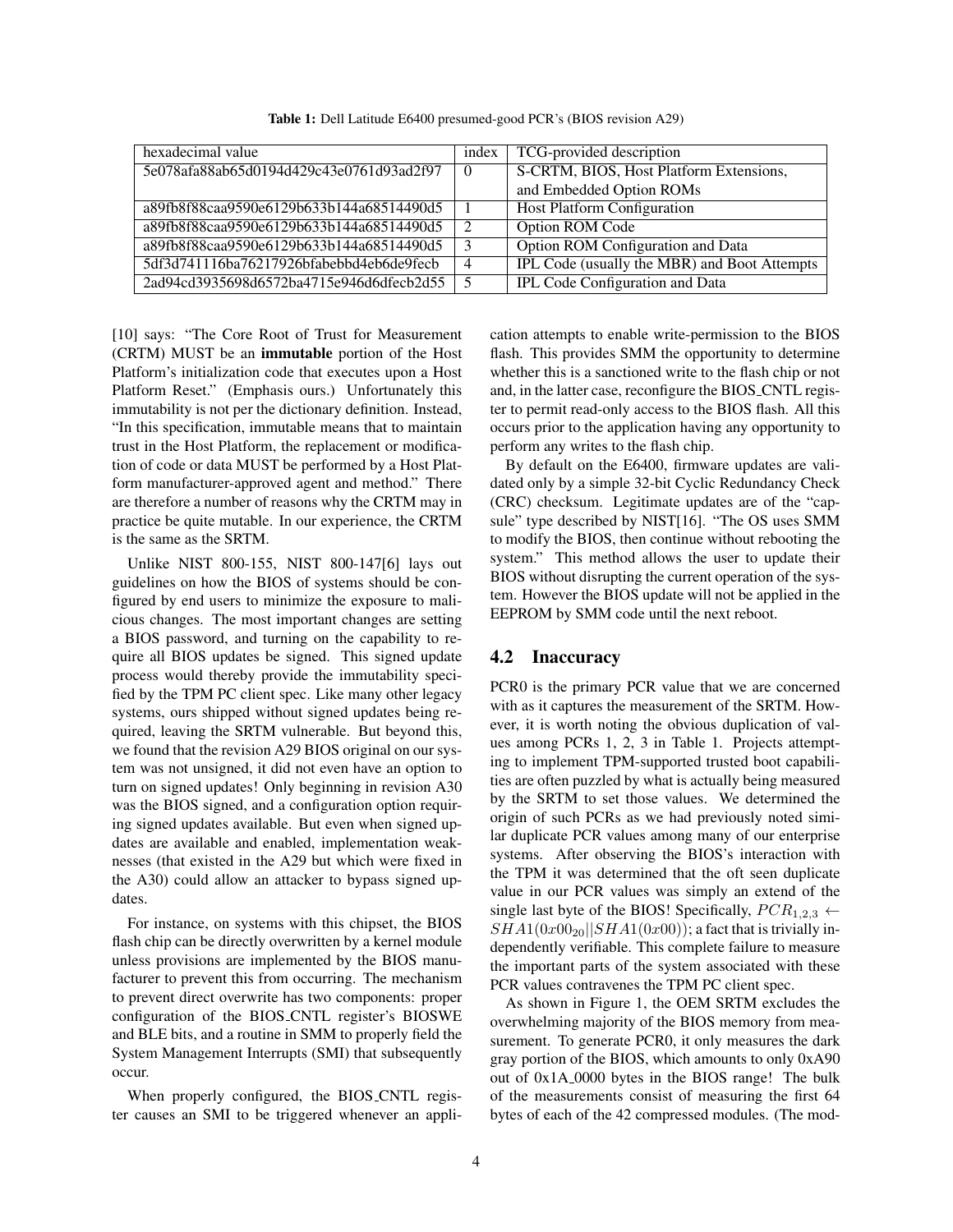**Table 1:** Dell Latitude E6400 presumed-good PCR's (BIOS revision A29)

| hexadecimal value | index | TCG-provided description |
|---|---|---|
| 5e078afa88ab65d0194d429c43e0761d93ad2f97 | 0 | S-CRTM, BIOS, Host Platform Extensions, and Embedded Option ROMs |
| a89fb8f88caa9590e6129b633b144a68514490d5 | 1 | Host Platform Configuration |
| a89fb8f88caa9590e6129b633b144a68514490d5 | 2 | Option ROM Code |
| a89fb8f88caa9590e6129b633b144a68514490d5 | 3 | Option ROM Configuration and Data |
| 5df3d741116ba76217926bfabebbd4eb6de9fecb | 4 | IPL Code (usually the MBR) and Boot Attempts |
| 2ad94cd3935698d6572ba4715e946d6dfecb2d55 | 5 | IPL Code Configuration and Data |

[10] says: "The Core Root of Trust for Measurement (CRTM) MUST be an **immutable** portion of the Host Platform's initialization code that executes upon a Host Platform Reset." (Emphasis ours.) Unfortunately this immutability is not per the dictionary definition. Instead, "In this specification, immutable means that to maintain trust in the Host Platform, the replacement or modification of code or data MUST be performed by a Host Platform manufacturer-approved agent and method." There are therefore a number of reasons why the CRTM may in practice be quite mutable. In our experience, the CRTM is the same as the SRTM.

Unlike NIST 800-155, NIST 800-147[6] lays out guidelines on how the BIOS of systems should be configured by end users to minimize the exposure to malicious changes. The most important changes are setting a BIOS password, and turning on the capability to require all BIOS updates be signed. This signed update process would thereby provide the immutability specified by the TPM PC client spec. Like many other legacy systems, ours shipped without signed updates being required, leaving the SRTM vulnerable. But beyond this, we found that the revision A29 BIOS original on our system was not unsigned, it did not even have an option to turn on signed updates! Only beginning in revision A30 was the BIOS signed, and a configuration option requiring signed updates available. But even when signed updates are available and enabled, implementation weaknesses (that existed in the A29 but which were fixed in the A30) could allow an attacker to bypass signed updates.

For instance, on systems with this chipset, the BIOS flash chip can be directly overwritten by a kernel module unless provisions are implemented by the BIOS manufacturer to prevent this from occurring. The mechanism to prevent direct overwrite has two components: proper configuration of the BIOS_CNTL register's BIOSWE and BLE bits, and a routine in SMM to properly field the System Management Interrupts (SMI) that subsequently occur.

When properly configured, the BIOS_CNTL register causes an SMI to be triggered whenever an application attempts to enable write-permission to the BIOS flash. This provides SMM the opportunity to determine whether this is a sanctioned write to the flash chip or not and, in the latter case, reconfigure the BIOS_CNTL register to permit read-only access to the BIOS flash. All this occurs prior to the application having any opportunity to perform any writes to the flash chip.

By default on the E6400, firmware updates are validated only by a simple 32-bit Cyclic Redundancy Check (CRC) checksum. Legitimate updates are of the "capsule" type described by NIST[16]. "The OS uses SMM to modify the BIOS, then continue without rebooting the system." This method allows the user to update their BIOS without disrupting the current operation of the system. However the BIOS update will not be applied in the EEPROM by SMM code until the next reboot.

## 4.2 Inaccuracy

PCR0 is the primary PCR value that we are concerned with as it captures the measurement of the SRTM. However, it is worth noting the obvious duplication of values among PCRs 1, 2, 3 in Table 1. Projects attempting to implement TPM-supported trusted boot capabilities are often puzzled by what is actually being measured by the SRTM to set those values. We determined the origin of such PCRs as we had previously noted similar duplicate PCR values among many of our enterprise systems. After observing the BIOS's interaction with the TPM it was determined that the oft seen duplicate value in our PCR values was simply an extend of the single last byte of the BIOS! Specifically, $PCR_{1,2,3} \leftarrow SHA1(0x00_{20}||SHA1(0x00))$; a fact that is trivially independently verifiable. This complete failure to measure the important parts of the system associated with these PCR values contravenes the TPM PC client spec.

As shown in Figure 1, the OEM SRTM excludes the overwhelming majority of the BIOS memory from measurement. To generate PCR0, it only measures the dark gray portion of the BIOS, which amounts to only 0xA90 out of 0x1A_0000 bytes in the BIOS range! The bulk of the measurements consist of measuring the first 64 bytes of each of the 42 compressed modules. (The mod-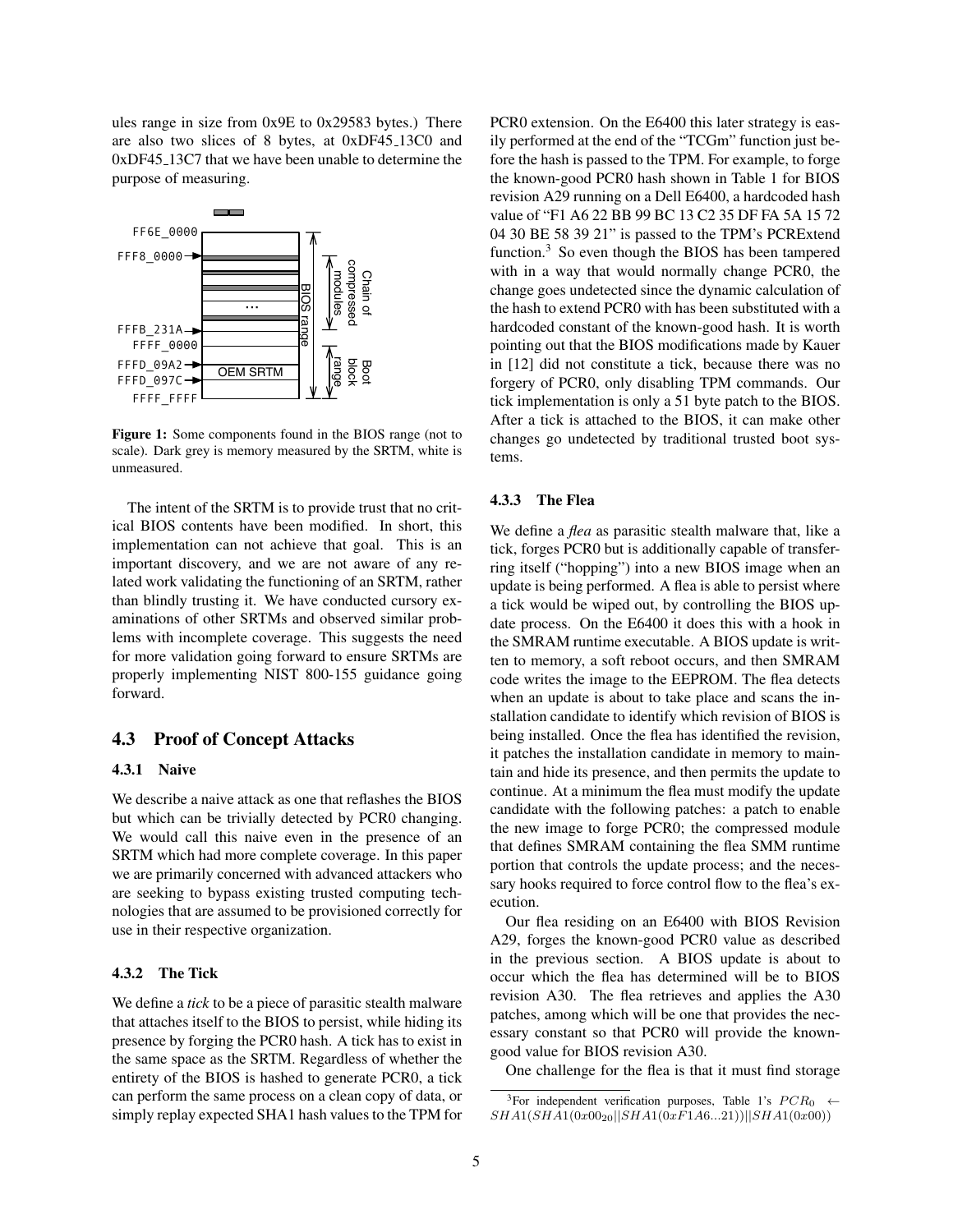ules range in size from 0x9E to 0x29583 bytes.) There are also two slices of 8 bytes, at 0xDF45_13C0 and 0xDF45_13C7 that we have been unable to determine the purpose of measuring.

Figure 1: Some components found in the BIOS range (not to scale). Dark grey is memory measured by the SRTM, white is unmeasured.

The intent of the SRTM is to provide trust that no critical BIOS contents have been modified. In short, this implementation can not achieve that goal. This is an important discovery, and we are not aware of any related work validating the functioning of an SRTM, rather than blindly trusting it. We have conducted cursory examinations of other SRTMs and observed similar problems with incomplete coverage. This suggests the need for more validation going forward to ensure SRTMs are properly implementing NIST 800-155 guidance going forward.

## 4.3 Proof of Concept Attacks

### 4.3.1 Naive

We describe a naive attack as one that reflashes the BIOS but which can be trivially detected by PCR0 changing. We would call this naive even in the presence of an SRTM which had more complete coverage. In this paper we are primarily concerned with advanced attackers who are seeking to bypass existing trusted computing technologies that are assumed to be provisioned correctly for use in their respective organization.

### 4.3.2 The Tick

We define a *tick* to be a piece of parasitic stealth malware that attaches itself to the BIOS to persist, while hiding its presence by forging the PCR0 hash. A tick has to exist in the same space as the SRTM. Regardless of whether the entirety of the BIOS is hashed to generate PCR0, a tick can perform the same process on a clean copy of data, or simply replay expected SHA1 hash values to the TPM for PCR0 extension. On the E6400 this later strategy is easily performed at the end of the "TCGm" function just before the hash is passed to the TPM. For example, to forge the known-good PCR0 hash shown in Table 1 for BIOS revision A29 running on a Dell E6400, a hardcoded hash value of "F1 A6 22 BB 99 BC 13 C2 35 DF FA 5A 15 72 04 30 BE 58 39 21" is passed to the TPM's PCRExtend function.[3] So even though the BIOS has been tampered with in a way that would normally change PCR0, the change goes undetected since the dynamic calculation of the hash to extend PCR0 with has been substituted with a hardcoded constant of the known-good hash. It is worth pointing out that the BIOS modifications made by Kauer in [12] did not constitute a tick, because there was no forgery of PCR0, only disabling TPM commands. Our tick implementation is only a 51 byte patch to the BIOS. After a tick is attached to the BIOS, it can make other changes go undetected by traditional trusted boot systems.

### 4.3.3 The Flea

We define a *flea* as parasitic stealth malware that, like a tick, forges PCR0 but is additionally capable of transferring itself ("hopping") into a new BIOS image when an update is being performed. A flea is able to persist where a tick would be wiped out, by controlling the BIOS update process. On the E6400 it does this with a hook in the SMRAM runtime executable. A BIOS update is written to memory, a soft reboot occurs, and then SMRAM code writes the image to the EEPROM. The flea detects when an update is about to take place and scans the installation candidate to identify which revision of BIOS is being installed. Once the flea has identified the revision, it patches the installation candidate in memory to maintain and hide its presence, and then permits the update to continue. At a minimum the flea must modify the update candidate with the following patches: a patch to enable the new image to forge PCR0; the compressed module that defines SMRAM containing the flea SMM runtime portion that controls the update process; and the necessary hooks required to force control flow to the flea's execution.

Our flea residing on an E6400 with BIOS Revision A29, forges the known-good PCR0 value as described in the previous section. A BIOS update is about to occur which the flea has determined will be to BIOS revision A30. The flea retrieves and applies the A30 patches, among which will be one that provides the necessary constant so that PCR0 will provide the known-good value for BIOS revision A30.

One challenge for the flea is that it must find storage

[3] For independent verification purposes, Table 1's $PCR_0 \leftarrow SHA1(SHA1(0x00_{20}||SHA1(0xF1A6...21))||SHA1(0x00))$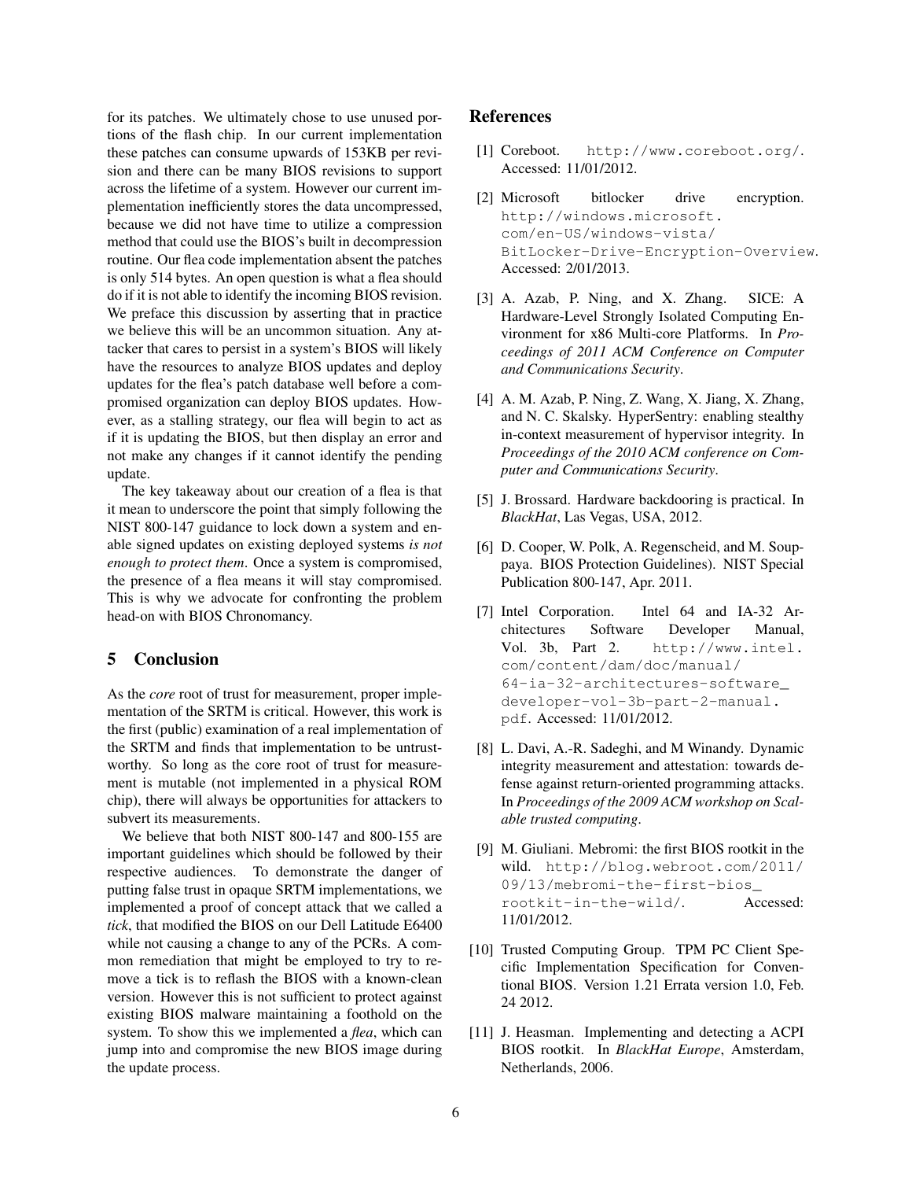for its patches. We ultimately chose to use unused portions of the flash chip. In our current implementation these patches can consume upwards of 153KB per revision and there can be many BIOS revisions to support across the lifetime of a system. However our current implementation inefficiently stores the data uncompressed, because we did not have time to utilize a compression method that could use the BIOS's built in decompression routine. Our flea code implementation absent the patches is only 514 bytes. An open question is what a flea should do if it is not able to identify the incoming BIOS revision. We preface this discussion by asserting that in practice we believe this will be an uncommon situation. Any attacker that cares to persist in a system's BIOS will likely have the resources to analyze BIOS updates and deploy updates for the flea's patch database well before a compromised organization can deploy BIOS updates. However, as a stalling strategy, our flea will begin to act as if it is updating the BIOS, but then display an error and not make any changes if it cannot identify the pending update.

The key takeaway about our creation of a flea is that it mean to underscore the point that simply following the NIST 800-147 guidance to lock down a system and enable signed updates on existing deployed systems *is not enough to protect them*. Once a system is compromised, the presence of a flea means it will stay compromised. This is why we advocate for confronting the problem head-on with BIOS Chronomancy.

## 5 Conclusion

As the *core* root of trust for measurement, proper implementation of the SRTM is critical. However, this work is the first (public) examination of a real implementation of the SRTM and finds that implementation to be untrustworthy. So long as the core root of trust for measurement is mutable (not implemented in a physical ROM chip), there will always be opportunities for attackers to subvert its measurements.

We believe that both NIST 800-147 and 800-155 are important guidelines which should be followed by their respective audiences. To demonstrate the danger of putting false trust in opaque SRTM implementations, we implemented a proof of concept attack that we called a *tick*, that modified the BIOS on our Dell Latitude E6400 while not causing a change to any of the PCRs. A common remediation that might be employed to try to remove a tick is to reflash the BIOS with a known-clean version. However this is not sufficient to protect against existing BIOS malware maintaining a foothold on the system. To show this we implemented a *flea*, which can jump into and compromise the new BIOS image during the update process.

## References

[1] Coreboot. http://www.coreboot.org/. Accessed: 11/01/2012.

[2] Microsoft bitlocker drive encryption. http://windows.microsoft.com/en-US/windows-vista/BitLocker-Drive-Encryption-Overview. Accessed: 2/01/2013.

[3] A. Azab, P. Ning, and X. Zhang. SICE: A Hardware-Level Strongly Isolated Computing Environment for x86 Multi-core Platforms. In *Proceedings of 2011 ACM Conference on Computer and Communications Security*.

[4] A. M. Azab, P. Ning, Z. Wang, X. Jiang, X. Zhang, and N. C. Skalsky. HyperSentry: enabling stealthy in-context measurement of hypervisor integrity. In *Proceedings of the 2010 ACM conference on Computer and Communications Security*.

[5] J. Brossard. Hardware backdooring is practical. In *BlackHat*, Las Vegas, USA, 2012.

[6] D. Cooper, W. Polk, A. Regenscheid, and M. Souppaya. BIOS Protection Guidelines). NIST Special Publication 800-147, Apr. 2011.

[7] Intel Corporation. Intel 64 and IA-32 Architectures Software Developer Manual, Vol. 3b, Part 2. http://www.intel.com/content/dam/doc/manual/64-ia-32-architectures-software_developer-vol-3b-part-2-manual.pdf. Accessed: 11/01/2012.

[8] L. Davi, A.-R. Sadeghi, and M Winandy. Dynamic integrity measurement and attestation: towards defense against return-oriented programming attacks. In *Proceedings of the 2009 ACM workshop on Scalable trusted computing*.

[9] M. Giuliani. Mebromi: the first BIOS rootkit in the wild. http://blog.webroot.com/2011/09/13/mebromi-the-first-bios_rootkit-in-the-wild/. Accessed: 11/01/2012.

[10] Trusted Computing Group. TPM PC Client Specific Implementation Specification for Conventional BIOS. Version 1.21 Errata version 1.0, Feb. 24 2012.

[11] J. Heasman. Implementing and detecting a ACPI BIOS rootkit. In *BlackHat Europe*, Amsterdam, Netherlands, 2006.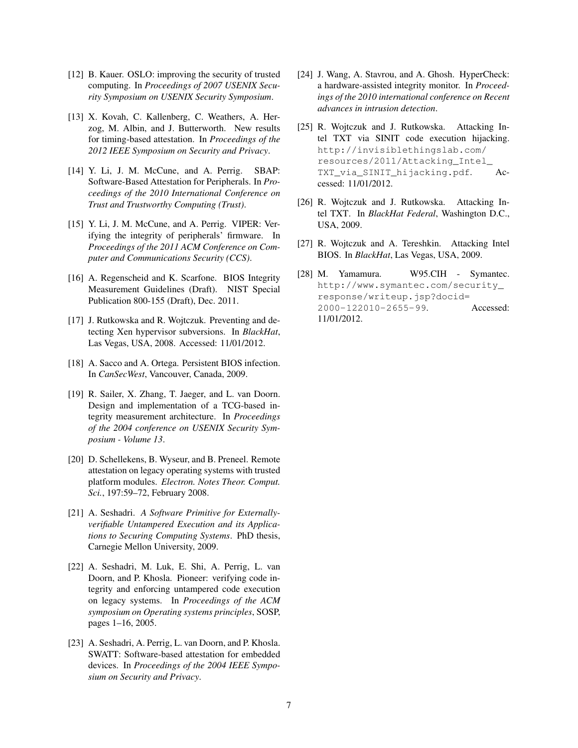[12] B. Kauer. OSLO: improving the security of trusted computing. In *Proceedings of 2007 USENIX Security Symposium on USENIX Security Symposium*.

[13] X. Kovah, C. Kallenberg, C. Weathers, A. Herzog, M. Albin, and J. Butterworth. New results for timing-based attestation. In *Proceedings of the 2012 IEEE Symposium on Security and Privacy*.

[14] Y. Li, J. M. McCune, and A. Perrig. SBAP: Software-Based Attestation for Peripherals. In *Proceedings of the 2010 International Conference on Trust and Trustworthy Computing (Trust)*.

[15] Y. Li, J. M. McCune, and A. Perrig. VIPER: Verifying the integrity of peripherals' firmware. In *Proceedings of the 2011 ACM Conference on Computer and Communications Security (CCS)*.

[16] A. Regenscheid and K. Scarfone. BIOS Integrity Measurement Guidelines (Draft). NIST Special Publication 800-155 (Draft), Dec. 2011.

[17] J. Rutkowska and R. Wojtczuk. Preventing and detecting Xen hypervisor subversions. In *BlackHat*, Las Vegas, USA, 2008. Accessed: 11/01/2012.

[18] A. Sacco and A. Ortega. Persistent BIOS infection. In *CanSecWest*, Vancouver, Canada, 2009.

[19] R. Sailer, X. Zhang, T. Jaeger, and L. van Doorn. Design and implementation of a TCG-based integrity measurement architecture. In *Proceedings of the 2004 conference on USENIX Security Symposium - Volume 13*.

[20] D. Schellekens, B. Wyseur, and B. Preneel. Remote attestation on legacy operating systems with trusted platform modules. *Electron. Notes Theor. Comput. Sci.*, 197:59–72, February 2008.

[21] A. Seshadri. *A Software Primitive for Externally-verifiable Untampered Execution and its Applications to Securing Computing Systems*. PhD thesis, Carnegie Mellon University, 2009.

[22] A. Seshadri, M. Luk, E. Shi, A. Perrig, L. van Doorn, and P. Khosla. Pioneer: verifying code integrity and enforcing untampered code execution on legacy systems. In *Proceedings of the ACM symposium on Operating systems principles*, SOSP, pages 1–16, 2005.

[23] A. Seshadri, A. Perrig, L. van Doorn, and P. Khosla. SWATT: Software-based attestation for embedded devices. In *Proceedings of the 2004 IEEE Symposium on Security and Privacy*.

[24] J. Wang, A. Stavrou, and A. Ghosh. HyperCheck: a hardware-assisted integrity monitor. In *Proceedings of the 2010 international conference on Recent advances in intrusion detection*.

[25] R. Wojtczuk and J. Rutkowska. Attacking Intel TXT via SINIT code execution hijacking. `http://invisiblethingslab.com/resources/2011/Attacking_Intel_TXT_via_SINIT_hijacking.pdf`. Accessed: 11/01/2012.

[26] R. Wojtczuk and J. Rutkowska. Attacking Intel TXT. In *BlackHat Federal*, Washington D.C., USA, 2009.

[27] R. Wojtczuk and A. Tereshkin. Attacking Intel BIOS. In *BlackHat*, Las Vegas, USA, 2009.

[28] M. Yamamura. W95.CIH - Symantec. `http://www.symantec.com/security_response/writeup.jsp?docid=2000-122010-2655-99`. Accessed: 11/01/2012.